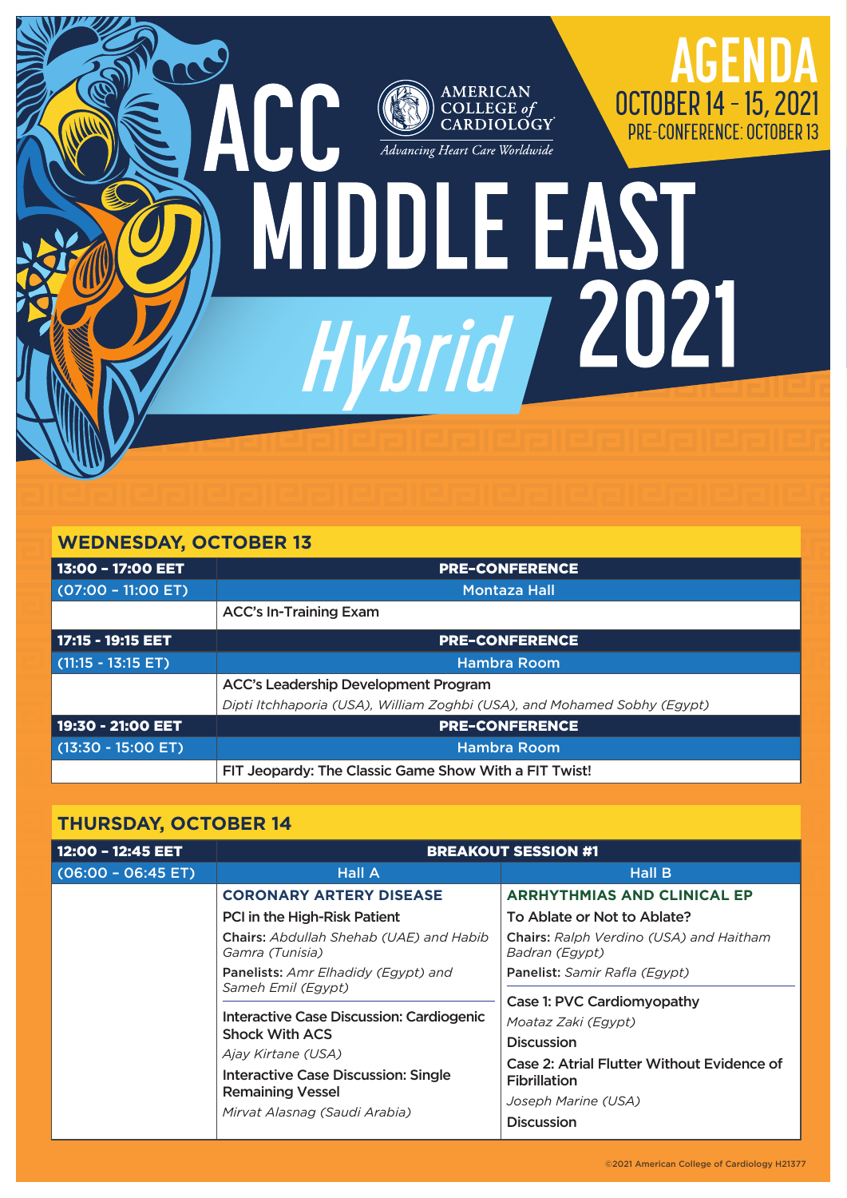# ACC MIDDLE EAST Hybrid 2021

AMERICAN COLLEGE of CARDIOLOGY
*Advancing Heart Care Worldwide*

## AGENDA
OCTOBER 14 – 15, 2021
PRE-CONFERENCE: OCTOBER 13

## WEDNESDAY, OCTOBER 13

| 13:00 – 17:00 EET | PRE-CONFERENCE |
|---|---|
| (07:00 – 11:00 ET) | Montaza Hall |
| | ACC's In-Training Exam |

| 17:15 - 19:15 EET | PRE-CONFERENCE |
|---|---|
| (11:15 - 13:15 ET) | Hambra Room |
| | ACC's Leadership Development Program<br>*Dipti Itchhaporia (USA), William Zoghbi (USA), and Mohamed Sobhy (Egypt)* |

| 19:30 - 21:00 EET | PRE-CONFERENCE |
|---|---|
| (13:30 - 15:00 ET) | Hambra Room |
| | FIT Jeopardy: The Classic Game Show With a FIT Twist! |

## THURSDAY, OCTOBER 14

| 12:00 – 12:45 EET | BREAKOUT SESSION #1 | |
|---|---|---|
| (06:00 – 06:45 ET) | Hall A | Hall B |
| | **CORONARY ARTERY DISEASE**<br>PCI in the High-Risk Patient<br>**Chairs:** *Abdullah Shehab (UAE) and Habib Gamra (Tunisia)*<br>**Panelists:** *Amr Elhadidy (Egypt) and Sameh Emil (Egypt)*<br>Interactive Case Discussion: Cardiogenic Shock With ACS<br>*Ajay Kirtane (USA)*<br>Interactive Case Discussion: Single Remaining Vessel<br>*Mirvat Alasnag (Saudi Arabia)* | **ARRHYTHMIAS AND CLINICAL EP**<br>To Ablate or Not to Ablate?<br>**Chairs:** *Ralph Verdino (USA) and Haitham Badran (Egypt)*<br>**Panelist:** *Samir Rafla (Egypt)*<br>Case 1: PVC Cardiomyopathy<br>*Moataz Zaki (Egypt)*<br>Discussion<br>Case 2: Atrial Flutter Without Evidence of Fibrillation<br>*Joseph Marine (USA)*<br>Discussion |

©2021 American College of Cardiology H21377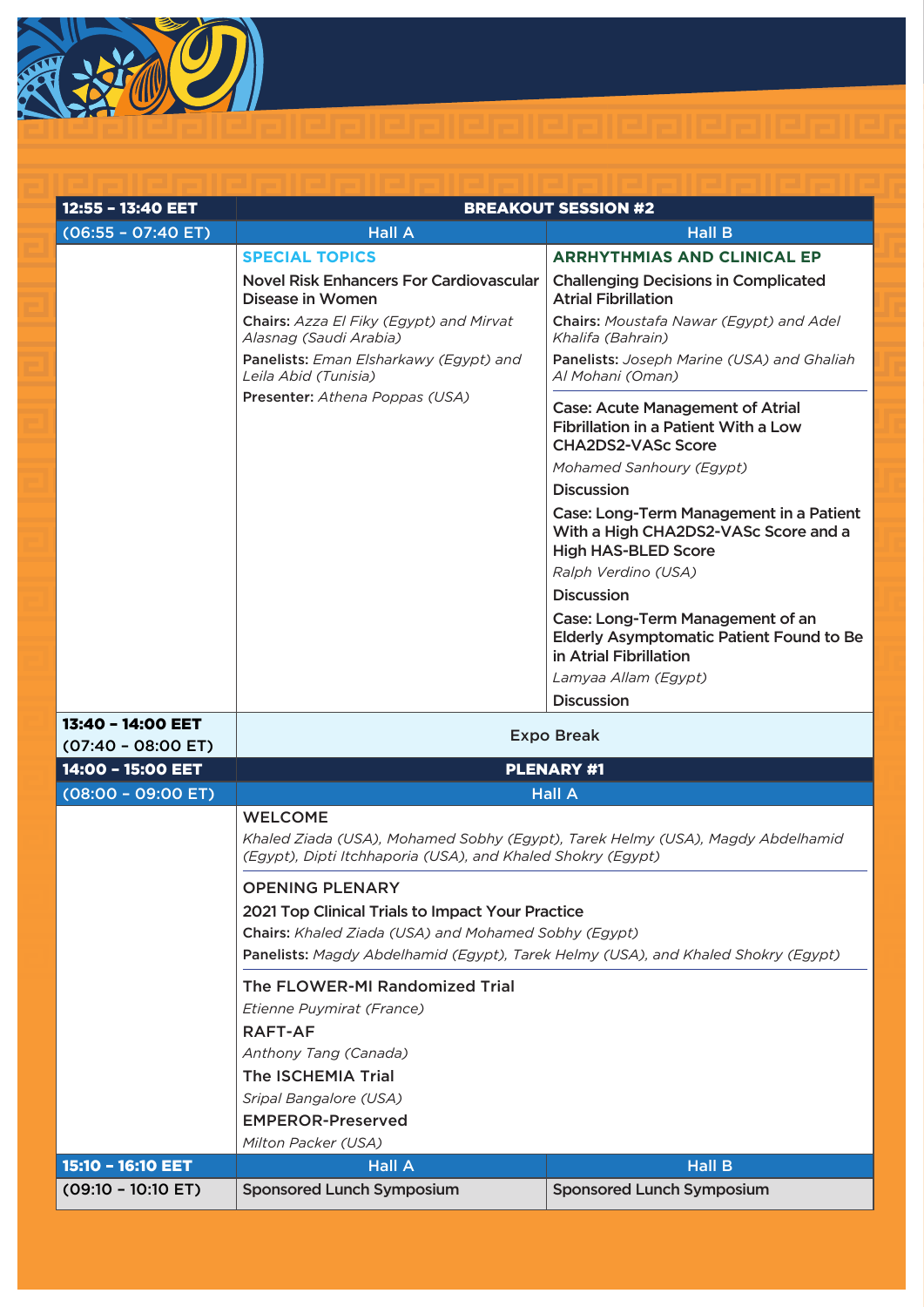| 12:55 – 13:40 EET | BREAKOUT SESSION #2 | |
|---|---|---|
| (06:55 – 07:40 ET) | Hall A | Hall B |
| | **SPECIAL TOPICS**<br>**Novel Risk Enhancers For Cardiovascular Disease in Women**<br>**Chairs:** *Azza El Fiky (Egypt) and Mirvat Alasnag (Saudi Arabia)*<br>**Panelists:** *Eman Elsharkawy (Egypt) and Leila Abid (Tunisia)*<br>**Presenter:** *Athena Poppas (USA)* | **ARRHYTHMIAS AND CLINICAL EP**<br>**Challenging Decisions in Complicated Atrial Fibrillation**<br>**Chairs:** *Moustafa Nawar (Egypt) and Adel Khalifa (Bahrain)*<br>**Panelists:** *Joseph Marine (USA) and Ghaliah Al Mohani (Oman)*<br>**Case: Acute Management of Atrial Fibrillation in a Patient With a Low CHA2DS2-VASc Score**<br>*Mohamed Sanhoury (Egypt)*<br>Discussion<br>**Case: Long-Term Management in a Patient With a High CHA2DS2-VASc Score and a High HAS-BLED Score**<br>*Ralph Verdino (USA)*<br>Discussion<br>**Case: Long-Term Management of an Elderly Asymptomatic Patient Found to Be in Atrial Fibrillation**<br>*Lamyaa Allam (Egypt)*<br>Discussion |
| **13:40 – 14:00 EET**<br>(07:40 – 08:00 ET) | Expo Break | |
| **14:00 – 15:00 EET** | **PLENARY #1** | |
| (08:00 – 09:00 ET) | Hall A | |
| | WELCOME<br>*Khaled Ziada (USA), Mohamed Sobhy (Egypt), Tarek Helmy (USA), Magdy Abdelhamid (Egypt), Dipti Itchhaporia (USA), and Khaled Shokry (Egypt)*<br>OPENING PLENARY<br>**2021 Top Clinical Trials to Impact Your Practice**<br>**Chairs:** *Khaled Ziada (USA) and Mohamed Sobhy (Egypt)*<br>**Panelists:** *Magdy Abdelhamid (Egypt), Tarek Helmy (USA), and Khaled Shokry (Egypt)*<br>**The FLOWER-MI Randomized Trial**<br>*Etienne Puymirat (France)*<br>**RAFT-AF**<br>*Anthony Tang (Canada)*<br>**The ISCHEMIA Trial**<br>*Sripal Bangalore (USA)*<br>**EMPEROR-Preserved**<br>*Milton Packer (USA)* | |
| **15:10 – 16:10 EET** | Hall A | Hall B |
| (09:10 – 10:10 ET) | Sponsored Lunch Symposium | Sponsored Lunch Symposium |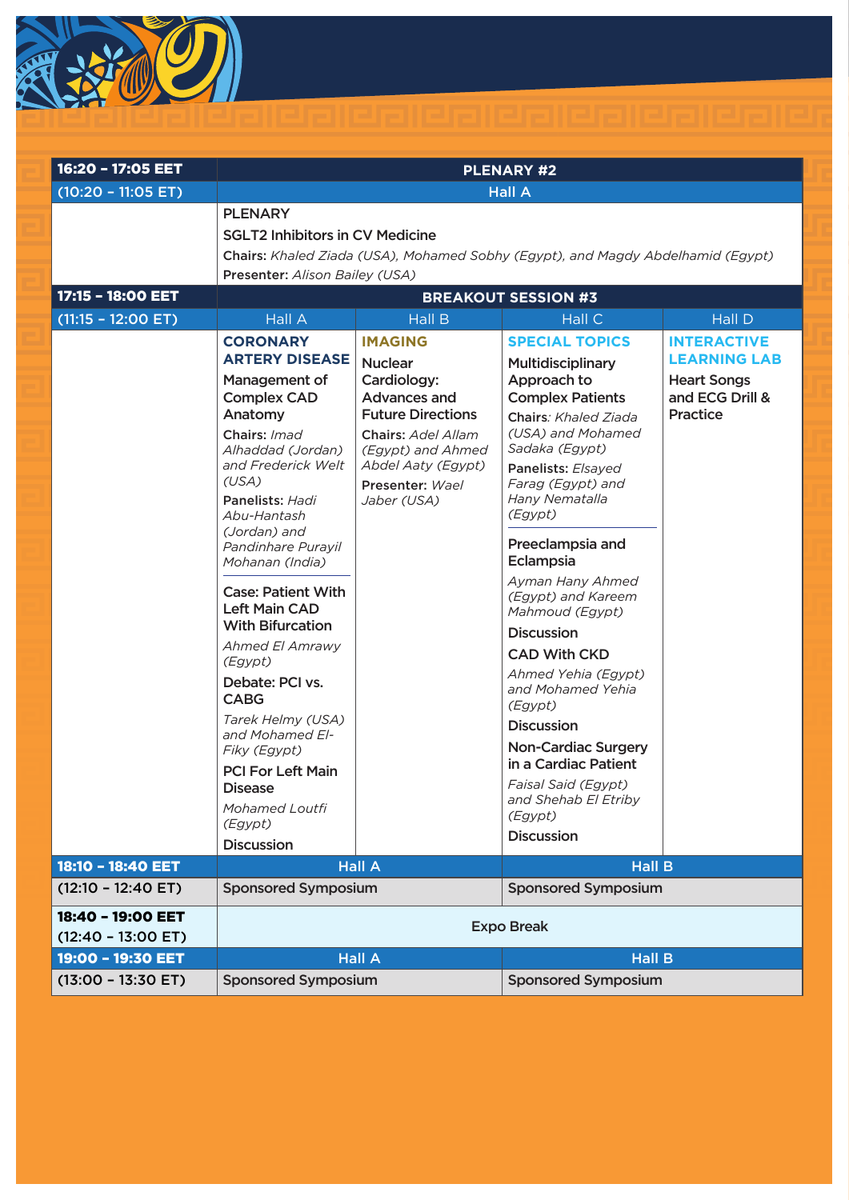| 16:20 – 17:05 EET | PLENARY #2 | | | |
|---|---|---|---|---|
| (10:20 – 11:05 ET) | Hall A | | | |
| | PLENARY<br>SGLT2 Inhibitors in CV Medicine<br>**Chairs:** *Khaled Ziada (USA), Mohamed Sobhy (Egypt), and Magdy Abdelhamid (Egypt)*<br>**Presenter:** *Alison Bailey (USA)* | | | |
| **17:15 – 18:00 EET** | **BREAKOUT SESSION #3** | | | |
| (11:15 – 12:00 ET) | Hall A | Hall B | Hall C | Hall D |
| | **CORONARY ARTERY DISEASE**<br>Management of Complex CAD Anatomy<br>**Chairs:** *Imad Alhaddad (Jordan) and Frederick Welt (USA)*<br>**Panelists:** *Hadi Abu-Hantash (Jordan) and Pandinhare Purayil Mohanan (India)*<br><br>Case: Patient With Left Main CAD With Bifurcation<br>*Ahmed El Amrawy (Egypt)*<br>Debate: PCI vs. CABG<br>*Tarek Helmy (USA) and Mohamed El-Fiky (Egypt)*<br>PCI For Left Main Disease<br>*Mohamed Loutfi (Egypt)*<br>Discussion | **IMAGING**<br>Nuclear Cardiology: Advances and Future Directions<br>**Chairs:** *Adel Allam (Egypt) and Ahmed Abdel Aaty (Egypt)*<br>**Presenter:** *Wael Jaber (USA)* | **SPECIAL TOPICS**<br>Multidisciplinary Approach to Complex Patients<br>**Chairs:** *Khaled Ziada (USA) and Mohamed Sadaka (Egypt)*<br>**Panelists:** *Elsayed Farag (Egypt) and Hany Nematalla (Egypt)*<br><br>Preeclampsia and Eclampsia<br>*Ayman Hany Ahmed (Egypt) and Kareem Mahmoud (Egypt)*<br>Discussion<br>CAD With CKD<br>*Ahmed Yehia (Egypt) and Mohamed Yehia (Egypt)*<br>Discussion<br>Non-Cardiac Surgery in a Cardiac Patient<br>*Faisal Said (Egypt) and Shehab El Etriby (Egypt)*<br>Discussion | **INTERACTIVE LEARNING LAB**<br>Heart Songs and ECG Drill & Practice |
| **18:10 – 18:40 EET** | Hall A | | Hall B | |
| (12:10 – 12:40 ET) | Sponsored Symposium | | Sponsored Symposium | |
| **18:40 – 19:00 EET**<br>(12:40 – 13:00 ET) | Expo Break | | | |
| **19:00 – 19:30 EET** | Hall A | | Hall B | |
| (13:00 – 13:30 ET) | Sponsored Symposium | | Sponsored Symposium | |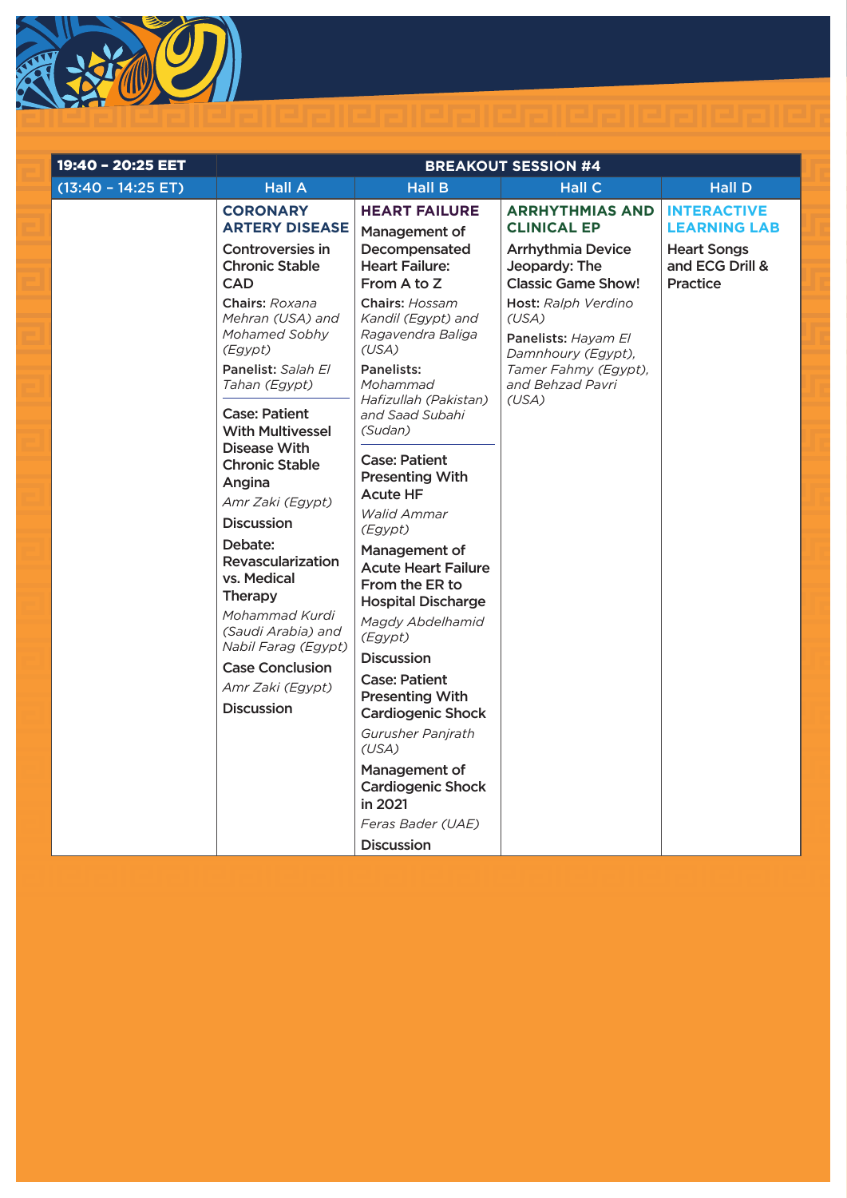| 19:40 – 20:25 EET | BREAKOUT SESSION #4 | | | |
|---|---|---|---|---|
| (13:40 – 14:25 ET) | Hall A | Hall B | Hall C | Hall D |
| | **CORONARY ARTERY DISEASE**<br><br>**Controversies in Chronic Stable CAD**<br><br>**Chairs:** *Roxana Mehran (USA) and Mohamed Sobhy (Egypt)*<br><br>**Panelist:** *Salah El Tahan (Egypt)*<br><br>**Case: Patient With Multivessel Disease With Chronic Stable Angina**<br>*Amr Zaki (Egypt)*<br><br>**Discussion**<br><br>**Debate: Revascularization vs. Medical Therapy**<br>*Mohammad Kurdi (Saudi Arabia) and Nabil Farag (Egypt)*<br><br>**Case Conclusion**<br>*Amr Zaki (Egypt)*<br><br>**Discussion** | **HEART FAILURE**<br><br>**Management of Decompensated Heart Failure: From A to Z**<br><br>**Chairs:** *Hossam Kandil (Egypt) and Ragavendra Baliga (USA)*<br><br>**Panelists:** *Mohammad Hafizullah (Pakistan) and Saad Subahi (Sudan)*<br><br>**Case: Patient Presenting With Acute HF**<br>*Walid Ammar (Egypt)*<br><br>**Management of Acute Heart Failure From the ER to Hospital Discharge**<br>*Magdy Abdelhamid (Egypt)*<br><br>**Discussion**<br><br>**Case: Patient Presenting With Cardiogenic Shock**<br>*Gurusher Panjrath (USA)*<br><br>**Management of Cardiogenic Shock in 2021**<br>*Feras Bader (UAE)*<br><br>**Discussion** | **ARRHYTHMIAS AND CLINICAL EP**<br><br>**Arrhythmia Device Jeopardy: The Classic Game Show!**<br><br>**Host:** *Ralph Verdino (USA)*<br><br>**Panelists:** *Hayam El Damnhoury (Egypt), Tamer Fahmy (Egypt), and Behzad Pavri (USA)* | **INTERACTIVE LEARNING LAB**<br><br>**Heart Songs and ECG Drill & Practice** |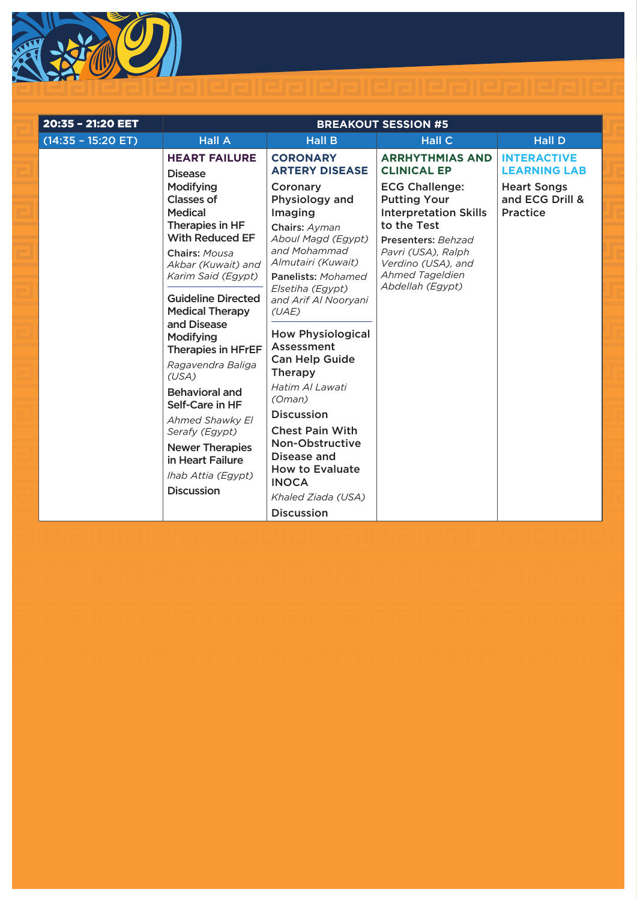| 20:35 – 21:20 EET | BREAKOUT SESSION #5 | | | |
|---|---|---|---|---|
| (14:35 – 15:20 ET) | Hall A | Hall B | Hall C | Hall D |
| | **HEART FAILURE**<br>**Disease Modifying Classes of Medical Therapies in HF With Reduced EF**<br>**Chairs:** *Mousa Akbar (Kuwait) and Karim Said (Egypt)*<br>**Guideline Directed Medical Therapy and Disease Modifying Therapies in HFrEF**<br>*Ragavendra Baliga (USA)*<br>**Behavioral and Self-Care in HF**<br>*Ahmed Shawky El Serafy (Egypt)*<br>**Newer Therapies in Heart Failure**<br>*Ihab Attia (Egypt)*<br>**Discussion** | **CORONARY ARTERY DISEASE**<br>**Coronary Physiology and Imaging**<br>**Chairs:** *Ayman Aboul Magd (Egypt) and Mohammad Almutairi (Kuwait)*<br>**Panelists:** *Mohamed Elsetiha (Egypt) and Arif Al Nooryani (UAE)*<br>**How Physiological Assessment Can Help Guide Therapy**<br>*Hatim Al Lawati (Oman)*<br>**Discussion**<br>**Chest Pain With Non-Obstructive Disease and How to Evaluate INOCA**<br>*Khaled Ziada (USA)*<br>**Discussion** | **ARRHYTHMIAS AND CLINICAL EP**<br>**ECG Challenge: Putting Your Interpretation Skills to the Test**<br>**Presenters:** *Behzad Pavri (USA), Ralph Verdino (USA), and Ahmed Tageldien Abdellah (Egypt)* | **INTERACTIVE LEARNING LAB**<br>**Heart Songs and ECG Drill & Practice** |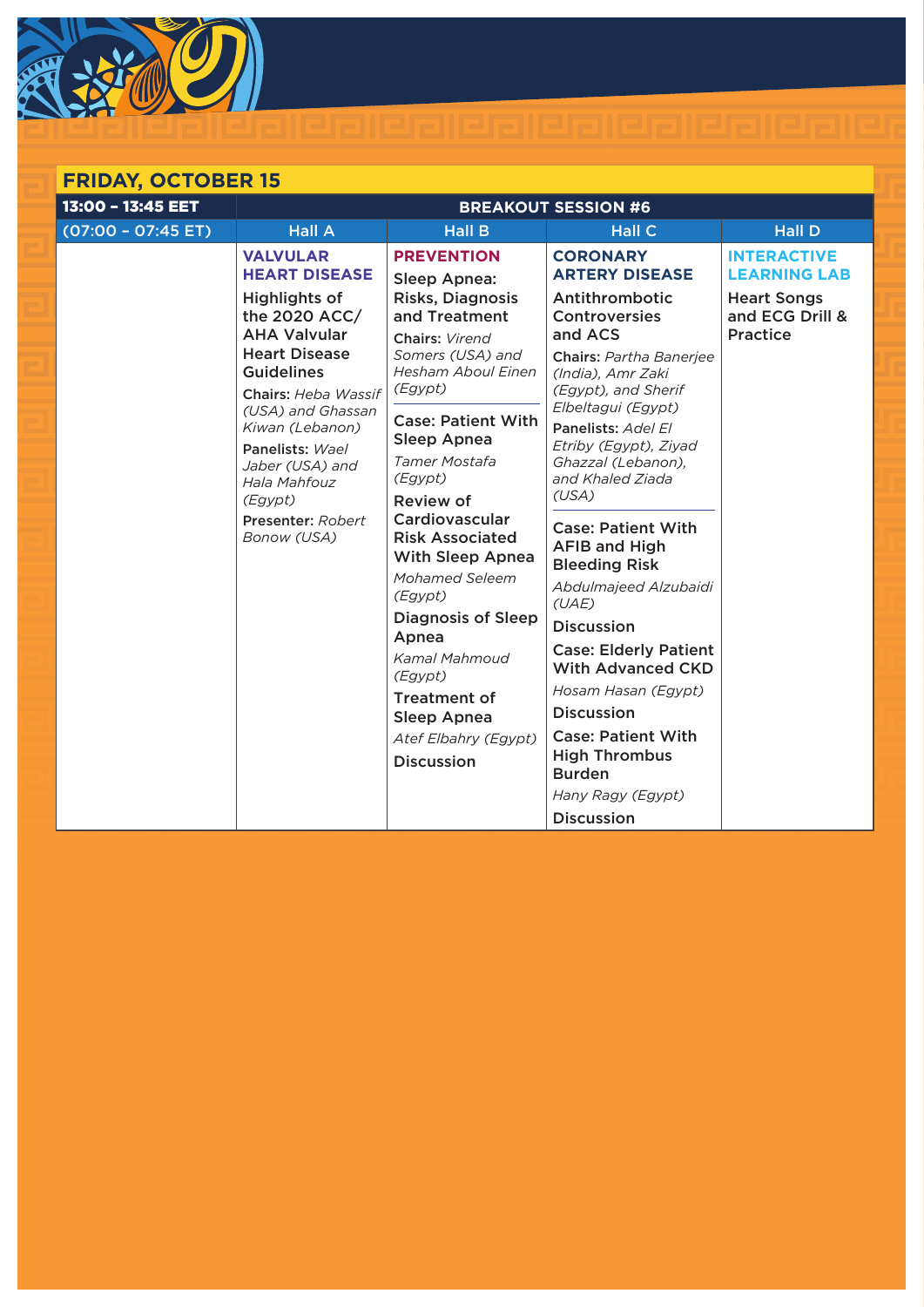## FRIDAY, OCTOBER 15

| 13:00 – 13:45 EET | BREAKOUT SESSION #6 | | | |
|---|---|---|---|---|
| (07:00 – 07:45 ET) | Hall A | Hall B | Hall C | Hall D |
| | **VALVULAR HEART DISEASE**<br><br>**Highlights of the 2020 ACC/AHA Valvular Heart Disease Guidelines**<br><br>**Chairs:** *Heba Wassif (USA) and Ghassan Kiwan (Lebanon)*<br><br>**Panelists:** *Wael Jaber (USA) and Hala Mahfouz (Egypt)*<br><br>**Presenter:** *Robert Bonow (USA)* | **PREVENTION**<br><br>**Sleep Apnea: Risks, Diagnosis and Treatment**<br><br>**Chairs:** *Virend Somers (USA) and Hesham Aboul Einen (Egypt)*<br><br>**Case: Patient With Sleep Apnea**<br>*Tamer Mostafa (Egypt)*<br><br>**Review of Cardiovascular Risk Associated With Sleep Apnea**<br>*Mohamed Seleem (Egypt)*<br><br>**Diagnosis of Sleep Apnea**<br>*Kamal Mahmoud (Egypt)*<br><br>**Treatment of Sleep Apnea**<br>*Atef Elbahry (Egypt)*<br><br>**Discussion** | **CORONARY ARTERY DISEASE**<br><br>**Antithrombotic Controversies and ACS**<br><br>**Chairs:** *Partha Banerjee (India), Amr Zaki (Egypt), and Sherif Elbeltagui (Egypt)*<br><br>**Panelists:** *Adel El Etriby (Egypt), Ziyad Ghazzal (Lebanon), and Khaled Ziada (USA)*<br><br>**Case: Patient With AFIB and High Bleeding Risk**<br>*Abdulmajeed Alzubaidi (UAE)*<br><br>**Discussion**<br><br>**Case: Elderly Patient With Advanced CKD**<br>*Hosam Hasan (Egypt)*<br><br>**Discussion**<br><br>**Case: Patient With High Thrombus Burden**<br>*Hany Ragy (Egypt)*<br><br>**Discussion** | **INTERACTIVE LEARNING LAB**<br><br>**Heart Songs and ECG Drill & Practice** |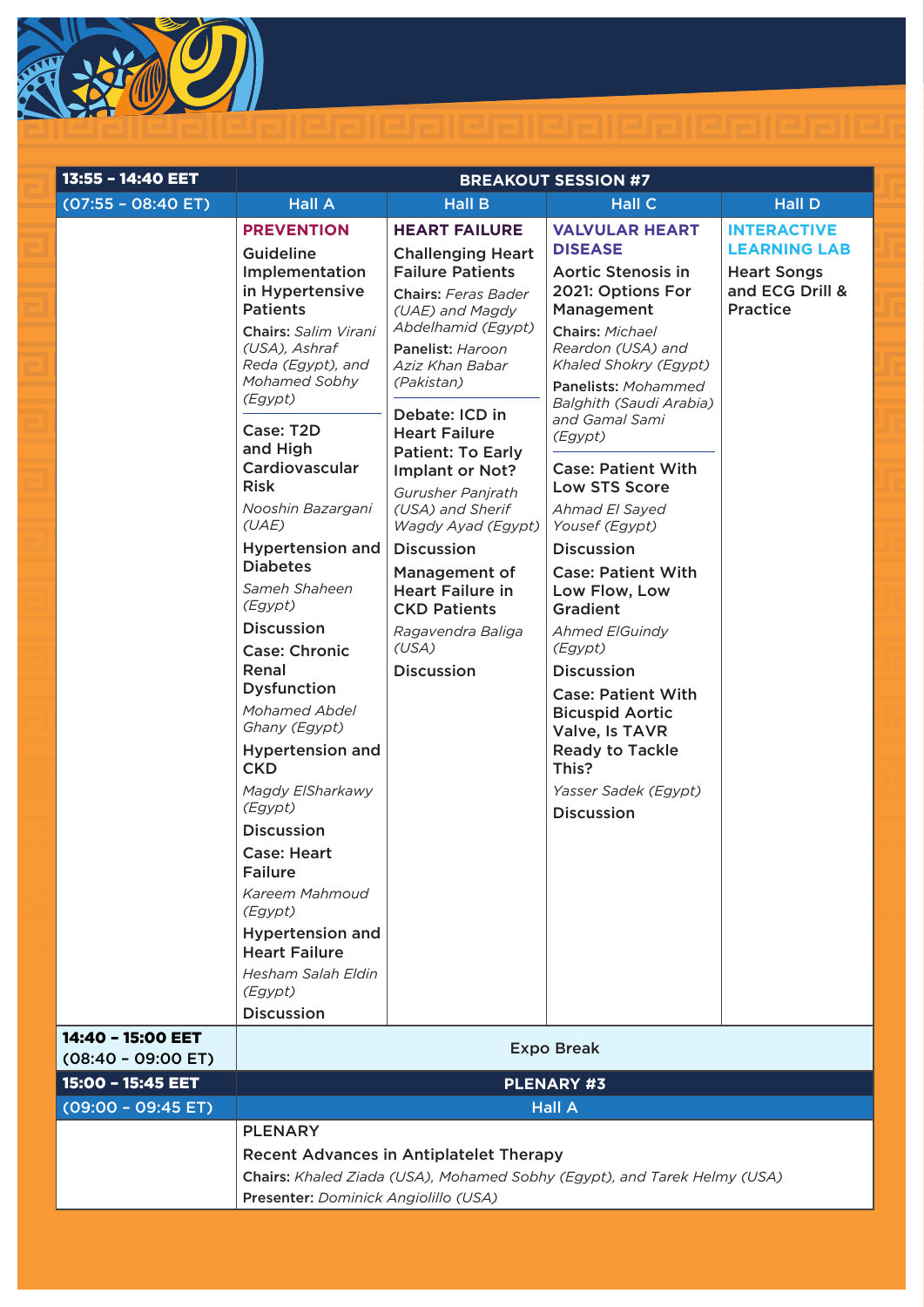| 13:55 – 14:40 EET<br>(07:55 – 08:40 ET) | BREAKOUT SESSION #7 | | | |
|---|---|---|---|---|
| | Hall A | Hall B | Hall C | Hall D |
| | **PREVENTION**<br>**Guideline Implementation in Hypertensive Patients**<br>**Chairs:** *Salim Virani (USA), Ashraf Reda (Egypt), and Mohamed Sobhy (Egypt)*<br><br>**Case: T2D and High Cardiovascular Risk**<br>*Nooshin Bazargani (UAE)*<br>**Hypertension and Diabetes**<br>*Sameh Shaheen (Egypt)*<br>**Discussion**<br>**Case: Chronic Renal Dysfunction**<br>*Mohamed Abdel Ghany (Egypt)*<br>**Hypertension and CKD**<br>*Magdy ElSharkawy (Egypt)*<br>**Discussion**<br>**Case: Heart Failure**<br>*Kareem Mahmoud (Egypt)*<br>**Hypertension and Heart Failure**<br>*Hesham Salah Eldin (Egypt)*<br>**Discussion** | **HEART FAILURE**<br>**Challenging Heart Failure Patients**<br>**Chairs:** *Feras Bader (UAE) and Magdy Abdelhamid (Egypt)*<br>**Panelist:** *Haroon Aziz Khan Babar (Pakistan)*<br><br>**Debate: ICD in Heart Failure Patient: To Early Implant or Not?**<br>*Gurusher Panjrath (USA) and Sherif Wagdy Ayad (Egypt)*<br>**Discussion**<br>**Management of Heart Failure in CKD Patients**<br>*Ragavendra Baliga (USA)*<br>**Discussion** | **VALVULAR HEART DISEASE**<br>**Aortic Stenosis in 2021: Options For Management**<br>**Chairs:** *Michael Reardon (USA) and Khaled Shokry (Egypt)*<br>**Panelists:** *Mohammed Balghith (Saudi Arabia) and Gamal Sami (Egypt)*<br><br>**Case: Patient With Low STS Score**<br>*Ahmad El Sayed Yousef (Egypt)*<br>**Discussion**<br>**Case: Patient With Low Flow, Low Gradient**<br>*Ahmed ElGuindy (Egypt)*<br>**Discussion**<br>**Case: Patient With Bicuspid Aortic Valve, Is TAVR Ready to Tackle This?**<br>*Yasser Sadek (Egypt)*<br>**Discussion** | **INTERACTIVE LEARNING LAB**<br>**Heart Songs and ECG Drill & Practice** |
| **14:40 – 15:00 EET<br>(08:40 – 09:00 ET)** | Expo Break | | | |
| **15:00 – 15:45 EET<br>(09:00 – 09:45 ET)** | **PLENARY #3** | | | |
| | Hall A | | | |
| | **PLENARY**<br>**Recent Advances in Antiplatelet Therapy**<br>**Chairs:** *Khaled Ziada (USA), Mohamed Sobhy (Egypt), and Tarek Helmy (USA)*<br>**Presenter:** *Dominick Angiolillo (USA)* | | | |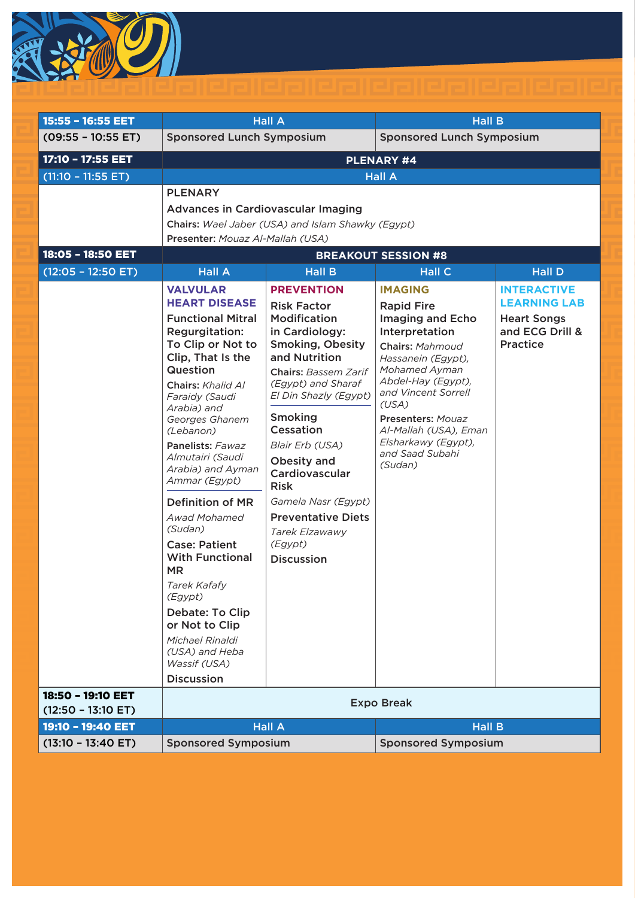| 15:55 – 16:55 EET | Hall A | Hall B |
|---|---|---|
| (09:55 – 10:55 ET) | Sponsored Lunch Symposium | Sponsored Lunch Symposium |

| 17:10 – 17:55 EET | PLENARY #4 |
|---|---|
| (11:10 – 11:55 ET) | Hall A |
| | PLENARY<br>Advances in Cardiovascular Imaging<br>**Chairs:** *Wael Jaber (USA) and Islam Shawky (Egypt)*<br>**Presenter:** *Mouaz Al-Mallah (USA)* |

| 18:05 – 18:50 EET | BREAKOUT SESSION #8 | | | |
|---|---|---|---|---|
| (12:05 – 12:50 ET) | Hall A | Hall B | Hall C | Hall D |
| | **VALVULAR HEART DISEASE**<br>Functional Mitral Regurgitation: To Clip or Not to Clip, That Is the Question<br>**Chairs:** *Khalid Al Faraidy (Saudi Arabia) and Georges Ghanem (Lebanon)*<br>**Panelists:** *Fawaz Almutairi (Saudi Arabia) and Ayman Ammar (Egypt)*<br>Definition of MR<br>*Awad Mohamed (Sudan)*<br>Case: Patient With Functional MR<br>*Tarek Kafafy (Egypt)*<br>Debate: To Clip or Not to Clip<br>*Michael Rinaldi (USA) and Heba Wassif (USA)*<br>Discussion | **PREVENTION**<br>Risk Factor Modification in Cardiology: Smoking, Obesity and Nutrition<br>**Chairs:** *Bassem Zarif (Egypt) and Sharaf El Din Shazly (Egypt)*<br>Smoking Cessation<br>*Blair Erb (USA)*<br>Obesity and Cardiovascular Risk<br>*Gamela Nasr (Egypt)*<br>Preventative Diets<br>*Tarek Elzawawy (Egypt)*<br>Discussion | **IMAGING**<br>Rapid Fire Imaging and Echo Interpretation<br>**Chairs:** *Mahmoud Hassanein (Egypt), Mohamed Ayman Abdel-Hay (Egypt), and Vincent Sorrell (USA)*<br>**Presenters:** *Mouaz Al-Mallah (USA), Eman Elsharkawy (Egypt), and Saad Subahi (Sudan)* | **INTERACTIVE LEARNING LAB**<br>Heart Songs and ECG Drill & Practice |
| 18:50 – 19:10 EET<br>(12:50 – 13:10 ET) | Expo Break | | | |

| 19:10 – 19:40 EET | Hall A | Hall B |
|---|---|---|
| (13:10 – 13:40 ET) | Sponsored Symposium | Sponsored Symposium |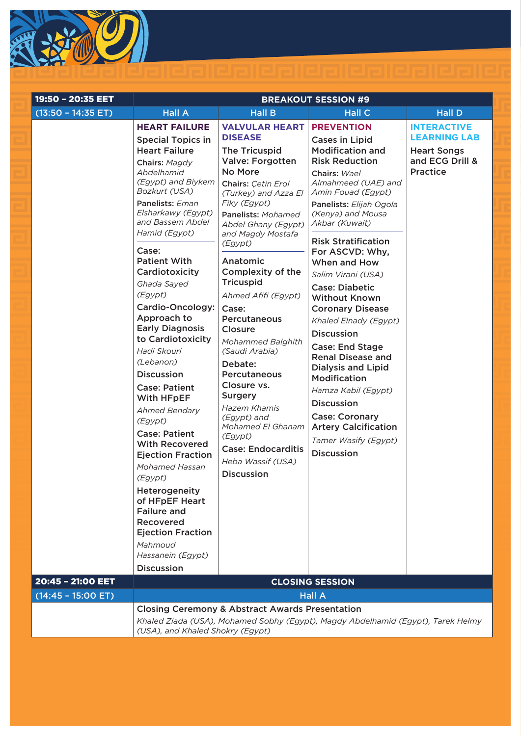| 19:50 – 20:35 EET | BREAKOUT SESSION #9 | | | |
|---|---|---|---|---|
| (13:50 – 14:35 ET) | Hall A | Hall B | Hall C | Hall D |
| | **HEART FAILURE**<br>**Special Topics in Heart Failure**<br>**Chairs:** *Magdy Abdelhamid (Egypt) and Biykem Bozkurt (USA)*<br>**Panelists:** *Eman Elsharkawy (Egypt) and Bassem Abdel Hamid (Egypt)*<br><br>**Case: Patient With Cardiotoxicity**<br>*Ghada Sayed (Egypt)*<br>**Cardio-Oncology: Approach to Early Diagnosis to Cardiotoxicity**<br>*Hadi Skouri (Lebanon)*<br>**Discussion**<br>**Case: Patient With HFpEF**<br>*Ahmed Bendary (Egypt)*<br>**Case: Patient With Recovered Ejection Fraction**<br>*Mohamed Hassan (Egypt)*<br>**Heterogeneity of HFpEF Heart Failure and Recovered Ejection Fraction**<br>*Mahmoud Hassanein (Egypt)*<br>**Discussion** | **VALVULAR HEART DISEASE**<br>**The Tricuspid Valve: Forgotten No More**<br>**Chairs:** *Çetin Erol (Turkey) and Azza El Fiky (Egypt)*<br>**Panelists:** *Mohamed Abdel Ghany (Egypt) and Magdy Mostafa (Egypt)*<br><br>**Anatomic Complexity of the Tricuspid**<br>*Ahmed Afifi (Egypt)*<br>**Case: Percutaneous Closure**<br>*Mohammed Balghith (Saudi Arabia)*<br>**Debate: Percutaneous Closure vs. Surgery**<br>*Hazem Khamis (Egypt) and Mohamed El Ghanam (Egypt)*<br>**Case: Endocarditis**<br>*Heba Wassif (USA)*<br>**Discussion** | **PREVENTION**<br>**Cases in Lipid Modification and Risk Reduction**<br>**Chairs:** *Wael Almahmeed (UAE) and Amin Fouad (Egypt)*<br>**Panelists:** *Elijah Ogola (Kenya) and Mousa Akbar (Kuwait)*<br><br>**Risk Stratification For ASCVD: Why, When and How**<br>*Salim Virani (USA)*<br>**Case: Diabetic Without Known Coronary Disease**<br>*Khaled Elnady (Egypt)*<br>**Discussion**<br>**Case: End Stage Renal Disease and Dialysis and Lipid Modification**<br>*Hamza Kabil (Egypt)*<br>**Discussion**<br>**Case: Coronary Artery Calcification**<br>*Tamer Wasify (Egypt)*<br>**Discussion** | **INTERACTIVE LEARNING LAB**<br>**Heart Songs and ECG Drill & Practice** |
| **20:45 – 21:00 EET** | **CLOSING SESSION** | | | |
| (14:45 – 15:00 ET) | Hall A | | | |
| | **Closing Ceremony & Abstract Awards Presentation**<br>*Khaled Ziada (USA), Mohamed Sobhy (Egypt), Magdy Abdelhamid (Egypt), Tarek Helmy (USA), and Khaled Shokry (Egypt)* | | | |